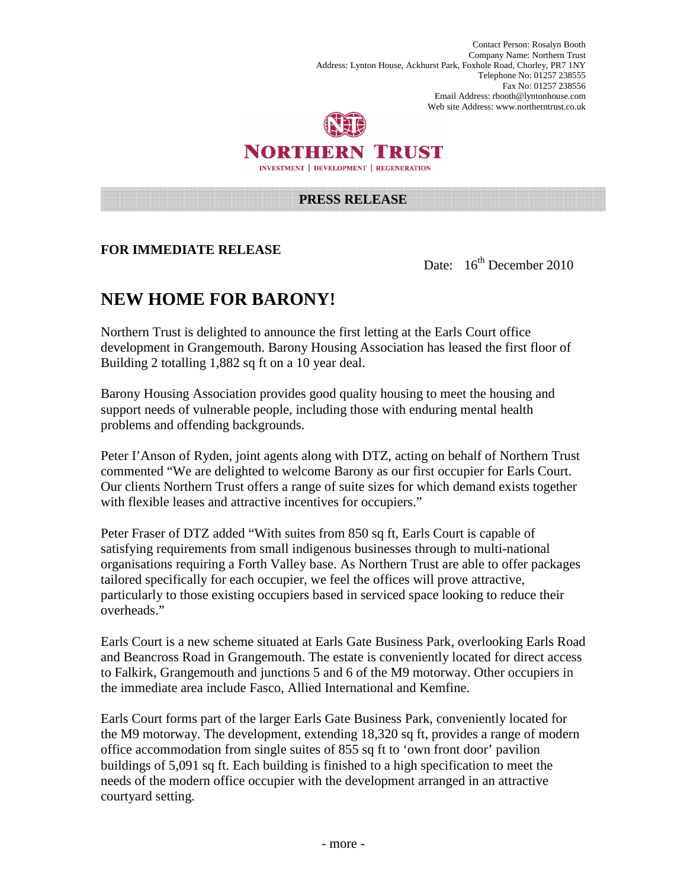Contact Person: Rosalyn Booth
Company Name: Northern Trust
Address: Lynton House, Ackhurst Park, Foxhole Road, Chorley, PR7 1NY
Telephone No: 01257 238555
Fax No: 01257 238556
Email Address: rbooth@lyntonhouse.com
Web site Address: www.northerntrust.co.uk

**NORTHERN TRUST**

INVESTMENT | DEVELOPMENT | REGENERATION

**PRESS RELEASE**

**FOR IMMEDIATE RELEASE**

Date: 16th December 2010

# NEW HOME FOR BARONY!

Northern Trust is delighted to announce the first letting at the Earls Court office development in Grangemouth. Barony Housing Association has leased the first floor of Building 2 totalling 1,882 sq ft on a 10 year deal.

Barony Housing Association provides good quality housing to meet the housing and support needs of vulnerable people, including those with enduring mental health problems and offending backgrounds.

Peter I'Anson of Ryden, joint agents along with DTZ, acting on behalf of Northern Trust commented "We are delighted to welcome Barony as our first occupier for Earls Court. Our clients Northern Trust offers a range of suite sizes for which demand exists together with flexible leases and attractive incentives for occupiers."

Peter Fraser of DTZ added "With suites from 850 sq ft, Earls Court is capable of satisfying requirements from small indigenous businesses through to multi-national organisations requiring a Forth Valley base. As Northern Trust are able to offer packages tailored specifically for each occupier, we feel the offices will prove attractive, particularly to those existing occupiers based in serviced space looking to reduce their overheads."

Earls Court is a new scheme situated at Earls Gate Business Park, overlooking Earls Road and Beancross Road in Grangemouth. The estate is conveniently located for direct access to Falkirk, Grangemouth and junctions 5 and 6 of the M9 motorway. Other occupiers in the immediate area include Fasco, Allied International and Kemfine.

Earls Court forms part of the larger Earls Gate Business Park, conveniently located for the M9 motorway. The development, extending 18,320 sq ft, provides a range of modern office accommodation from single suites of 855 sq ft to 'own front door' pavilion buildings of 5,091 sq ft. Each building is finished to a high specification to meet the needs of the modern office occupier with the development arranged in an attractive courtyard setting.

- more -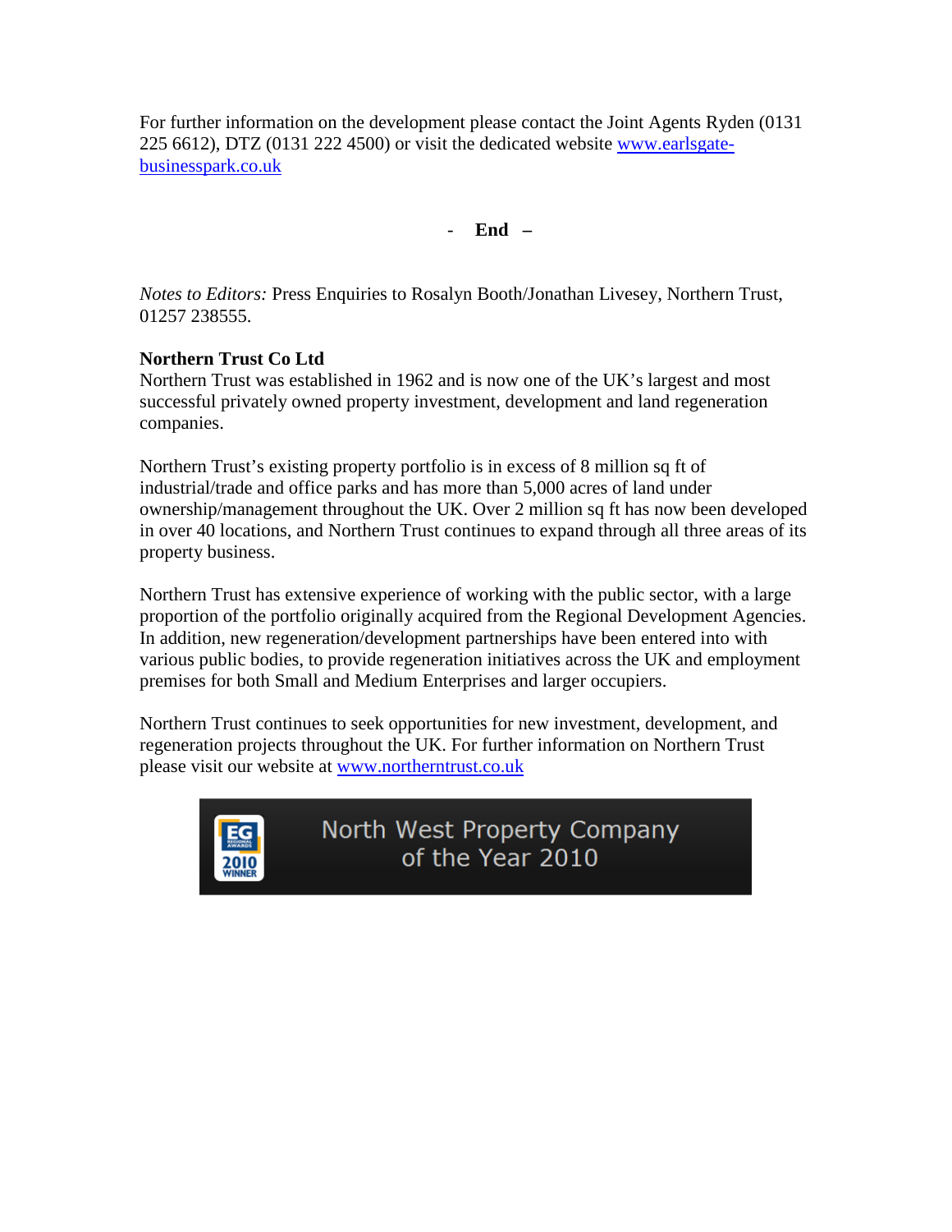For further information on the development please contact the Joint Agents Ryden (0131 225 6612), DTZ (0131 222 4500) or visit the dedicated website [www.earlsgate-businesspark.co.uk](http://www.earlsgate-businesspark.co.uk)

- **End –**

*Notes to Editors:* Press Enquiries to Rosalyn Booth/Jonathan Livesey, Northern Trust, 01257 238555.

**Northern Trust Co Ltd**

Northern Trust was established in 1962 and is now one of the UK's largest and most successful privately owned property investment, development and land regeneration companies.

Northern Trust's existing property portfolio is in excess of 8 million sq ft of industrial/trade and office parks and has more than 5,000 acres of land under ownership/management throughout the UK. Over 2 million sq ft has now been developed in over 40 locations, and Northern Trust continues to expand through all three areas of its property business.

Northern Trust has extensive experience of working with the public sector, with a large proportion of the portfolio originally acquired from the Regional Development Agencies. In addition, new regeneration/development partnerships have been entered into with various public bodies, to provide regeneration initiatives across the UK and employment premises for both Small and Medium Enterprises and larger occupiers.

Northern Trust continues to seek opportunities for new investment, development, and regeneration projects throughout the UK. For further information on Northern Trust please visit our website at [www.northerntrust.co.uk](http://www.northerntrust.co.uk)

EG Regional Awards 2010 Winner

North West Property Company of the Year 2010